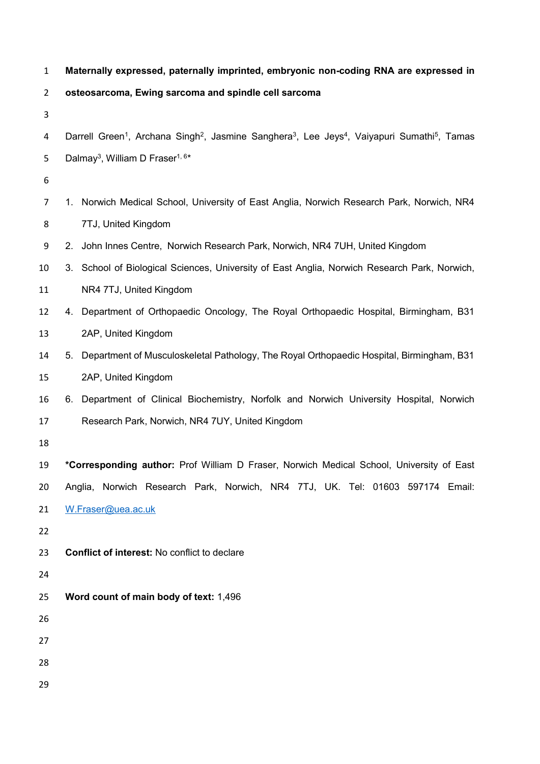# Maternally expressed, paternally imprinted, embryonic non-coding RNA are expressed in osteosarcoma, Ewing sarcoma and spindle cell sarcoma

Darrell Green[1], Archana Singh[2], Jasmine Sanghera[3], Lee Jeys[4], Vaiyapuri Sumathi[5], Tamas Dalmay[3], William D Fraser[1, 6]*

1. Norwich Medical School, University of East Anglia, Norwich Research Park, Norwich, NR4 7TJ, United Kingdom
2. John Innes Centre, Norwich Research Park, Norwich, NR4 7UH, United Kingdom
3. School of Biological Sciences, University of East Anglia, Norwich Research Park, Norwich, NR4 7TJ, United Kingdom
4. Department of Orthopaedic Oncology, The Royal Orthopaedic Hospital, Birmingham, B31 2AP, United Kingdom
5. Department of Musculoskeletal Pathology, The Royal Orthopaedic Hospital, Birmingham, B31 2AP, United Kingdom
6. Department of Clinical Biochemistry, Norfolk and Norwich University Hospital, Norwich Research Park, Norwich, NR4 7UY, United Kingdom

**\*Corresponding author:** Prof William D Fraser, Norwich Medical School, University of East Anglia, Norwich Research Park, Norwich, NR4 7TJ, UK. Tel: 01603 597174 Email: W.Fraser@uea.ac.uk

**Conflict of interest:** No conflict to declare

**Word count of main body of text:** 1,496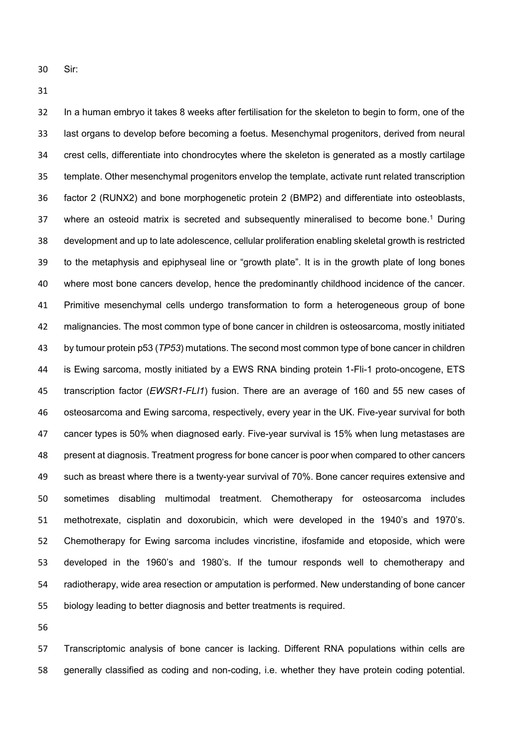Sir:

In a human embryo it takes 8 weeks after fertilisation for the skeleton to begin to form, one of the last organs to develop before becoming a foetus. Mesenchymal progenitors, derived from neural crest cells, differentiate into chondrocytes where the skeleton is generated as a mostly cartilage template. Other mesenchymal progenitors envelop the template, activate runt related transcription factor 2 (RUNX2) and bone morphogenetic protein 2 (BMP2) and differentiate into osteoblasts, where an osteoid matrix is secreted and subsequently mineralised to become bone.[1] During development and up to late adolescence, cellular proliferation enabling skeletal growth is restricted to the metaphysis and epiphyseal line or "growth plate". It is in the growth plate of long bones where most bone cancers develop, hence the predominantly childhood incidence of the cancer. Primitive mesenchymal cells undergo transformation to form a heterogeneous group of bone malignancies. The most common type of bone cancer in children is osteosarcoma, mostly initiated by tumour protein p53 (*TP53*) mutations. The second most common type of bone cancer in children is Ewing sarcoma, mostly initiated by a EWS RNA binding protein 1-Fli-1 proto-oncogene, ETS transcription factor (*EWSR1-FLI1*) fusion. There are an average of 160 and 55 new cases of osteosarcoma and Ewing sarcoma, respectively, every year in the UK. Five-year survival for both cancer types is 50% when diagnosed early. Five-year survival is 15% when lung metastases are present at diagnosis. Treatment progress for bone cancer is poor when compared to other cancers such as breast where there is a twenty-year survival of 70%. Bone cancer requires extensive and sometimes disabling multimodal treatment. Chemotherapy for osteosarcoma includes methotrexate, cisplatin and doxorubicin, which were developed in the 1940's and 1970's. Chemotherapy for Ewing sarcoma includes vincristine, ifosfamide and etoposide, which were developed in the 1960's and 1980's. If the tumour responds well to chemotherapy and radiotherapy, wide area resection or amputation is performed. New understanding of bone cancer biology leading to better diagnosis and better treatments is required.

Transcriptomic analysis of bone cancer is lacking. Different RNA populations within cells are generally classified as coding and non-coding, i.e. whether they have protein coding potential.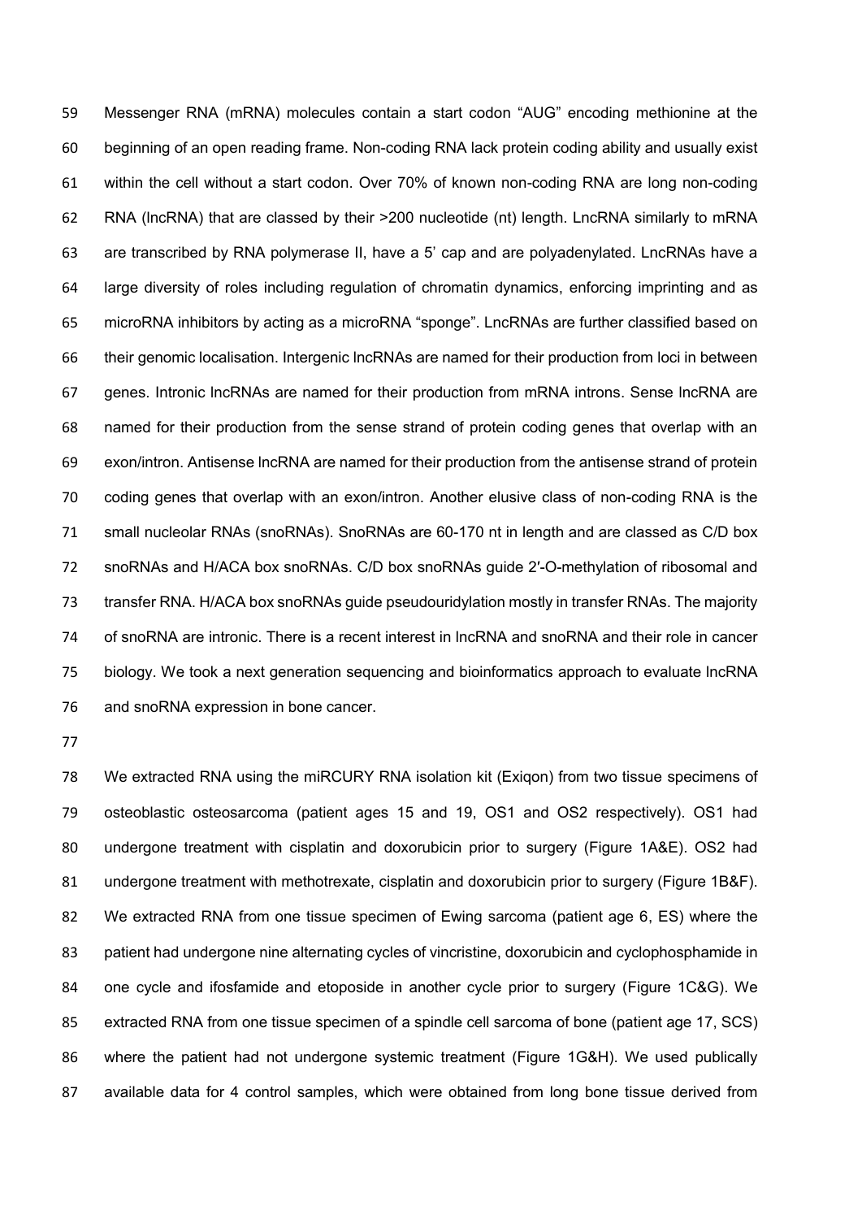Messenger RNA (mRNA) molecules contain a start codon "AUG" encoding methionine at the beginning of an open reading frame. Non-coding RNA lack protein coding ability and usually exist within the cell without a start codon. Over 70% of known non-coding RNA are long non-coding RNA (lncRNA) that are classed by their >200 nucleotide (nt) length. LncRNA similarly to mRNA are transcribed by RNA polymerase II, have a 5' cap and are polyadenylated. LncRNAs have a large diversity of roles including regulation of chromatin dynamics, enforcing imprinting and as microRNA inhibitors by acting as a microRNA "sponge". LncRNAs are further classified based on their genomic localisation. Intergenic lncRNAs are named for their production from loci in between genes. Intronic lncRNAs are named for their production from mRNA introns. Sense lncRNA are named for their production from the sense strand of protein coding genes that overlap with an exon/intron. Antisense lncRNA are named for their production from the antisense strand of protein coding genes that overlap with an exon/intron. Another elusive class of non-coding RNA is the small nucleolar RNAs (snoRNAs). SnoRNAs are 60-170 nt in length and are classed as C/D box snoRNAs and H/ACA box snoRNAs. C/D box snoRNAs guide 2′-O-methylation of ribosomal and transfer RNA. H/ACA box snoRNAs guide pseudouridylation mostly in transfer RNAs. The majority of snoRNA are intronic. There is a recent interest in lncRNA and snoRNA and their role in cancer biology. We took a next generation sequencing and bioinformatics approach to evaluate lncRNA and snoRNA expression in bone cancer.

We extracted RNA using the miRCURY RNA isolation kit (Exiqon) from two tissue specimens of osteoblastic osteosarcoma (patient ages 15 and 19, OS1 and OS2 respectively). OS1 had undergone treatment with cisplatin and doxorubicin prior to surgery (Figure 1A&E). OS2 had undergone treatment with methotrexate, cisplatin and doxorubicin prior to surgery (Figure 1B&F). We extracted RNA from one tissue specimen of Ewing sarcoma (patient age 6, ES) where the patient had undergone nine alternating cycles of vincristine, doxorubicin and cyclophosphamide in one cycle and ifosfamide and etoposide in another cycle prior to surgery (Figure 1C&G). We extracted RNA from one tissue specimen of a spindle cell sarcoma of bone (patient age 17, SCS) where the patient had not undergone systemic treatment (Figure 1G&H). We used publically available data for 4 control samples, which were obtained from long bone tissue derived from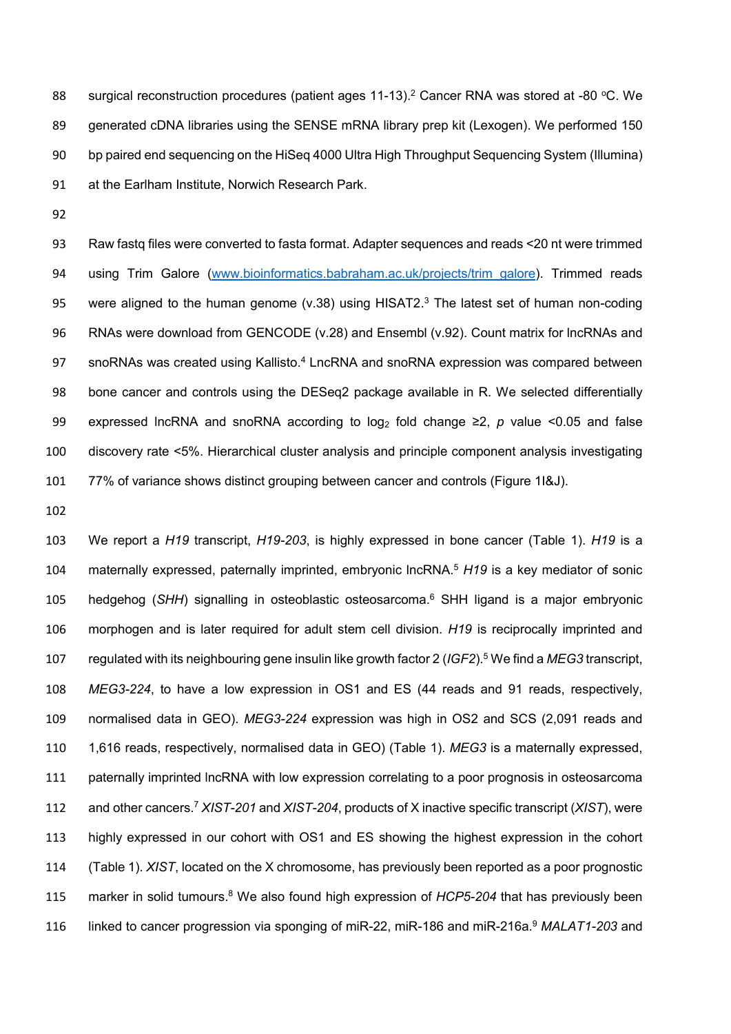surgical reconstruction procedures (patient ages 11-13).[2] Cancer RNA was stored at -80 °C. We generated cDNA libraries using the SENSE mRNA library prep kit (Lexogen). We performed 150 bp paired end sequencing on the HiSeq 4000 Ultra High Throughput Sequencing System (Illumina) at the Earlham Institute, Norwich Research Park.

Raw fastq files were converted to fasta format. Adapter sequences and reads <20 nt were trimmed using Trim Galore (www.bioinformatics.babraham.ac.uk/projects/trim_galore). Trimmed reads were aligned to the human genome (v.38) using HISAT2.[3] The latest set of human non-coding RNAs were download from GENCODE (v.28) and Ensembl (v.92). Count matrix for lncRNAs and snoRNAs was created using Kallisto.[4] LncRNA and snoRNA expression was compared between bone cancer and controls using the DESeq2 package available in R. We selected differentially expressed lncRNA and snoRNA according to $\log_2$ fold change ≥2, $p$ value <0.05 and false discovery rate <5%. Hierarchical cluster analysis and principle component analysis investigating 77% of variance shows distinct grouping between cancer and controls (Figure 1I&J).

We report a *H19* transcript, *H19-203*, is highly expressed in bone cancer (Table 1). *H19* is a maternally expressed, paternally imprinted, embryonic lncRNA.[5] *H19* is a key mediator of sonic hedgehog (*SHH*) signalling in osteoblastic osteosarcoma.[6] SHH ligand is a major embryonic morphogen and is later required for adult stem cell division. *H19* is reciprocally imprinted and regulated with its neighbouring gene insulin like growth factor 2 (*IGF2*).[5] We find a *MEG3* transcript, *MEG3-224*, to have a low expression in OS1 and ES (44 reads and 91 reads, respectively, normalised data in GEO). *MEG3-224* expression was high in OS2 and SCS (2,091 reads and 1,616 reads, respectively, normalised data in GEO) (Table 1). *MEG3* is a maternally expressed, paternally imprinted lncRNA with low expression correlating to a poor prognosis in osteosarcoma and other cancers.[7] *XIST-201* and *XIST-204*, products of X inactive specific transcript (*XIST*), were highly expressed in our cohort with OS1 and ES showing the highest expression in the cohort (Table 1). *XIST*, located on the X chromosome, has previously been reported as a poor prognostic marker in solid tumours.[8] We also found high expression of *HCP5-204* that has previously been linked to cancer progression via sponging of miR-22, miR-186 and miR-216a.[9] *MALAT1-203* and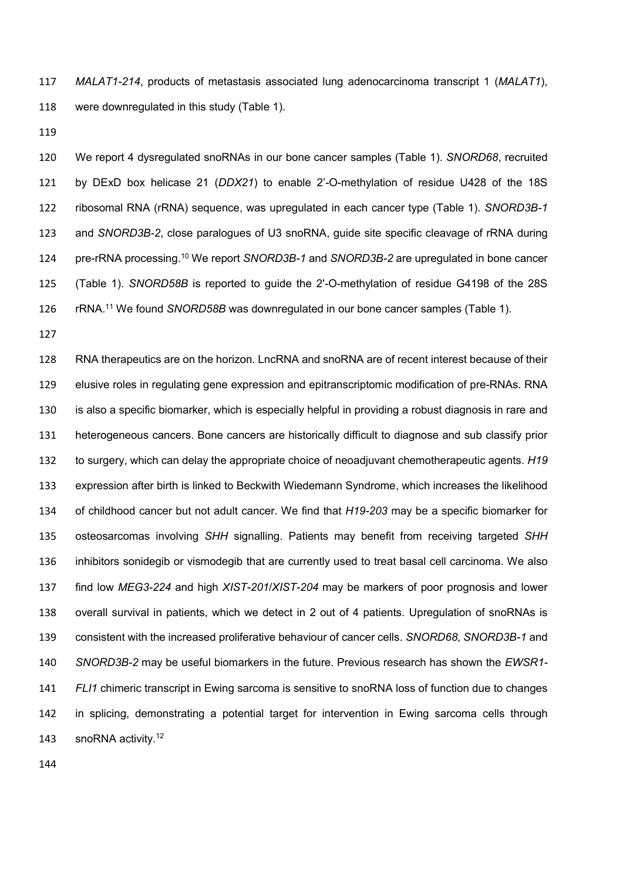*MALAT1-214*, products of metastasis associated lung adenocarcinoma transcript 1 (*MALAT1*), were downregulated in this study (Table 1).

We report 4 dysregulated snoRNAs in our bone cancer samples (Table 1). *SNORD68*, recruited by DExD box helicase 21 (*DDX21*) to enable 2'-O-methylation of residue U428 of the 18S ribosomal RNA (rRNA) sequence, was upregulated in each cancer type (Table 1). *SNORD3B-1* and *SNORD3B-2*, close paralogues of U3 snoRNA, guide site specific cleavage of rRNA during pre-rRNA processing.[10] We report *SNORD3B-1* and *SNORD3B-2* are upregulated in bone cancer (Table 1). *SNORD58B* is reported to guide the 2'-O-methylation of residue G4198 of the 28S rRNA.[11] We found *SNORD58B* was downregulated in our bone cancer samples (Table 1).

RNA therapeutics are on the horizon. LncRNA and snoRNA are of recent interest because of their elusive roles in regulating gene expression and epitranscriptomic modification of pre-RNAs. RNA is also a specific biomarker, which is especially helpful in providing a robust diagnosis in rare and heterogeneous cancers. Bone cancers are historically difficult to diagnose and sub classify prior to surgery, which can delay the appropriate choice of neoadjuvant chemotherapeutic agents. *H19* expression after birth is linked to Beckwith Wiedemann Syndrome, which increases the likelihood of childhood cancer but not adult cancer. We find that *H19-203* may be a specific biomarker for osteosarcomas involving *SHH* signalling. Patients may benefit from receiving targeted *SHH* inhibitors sonidegib or vismodegib that are currently used to treat basal cell carcinoma. We also find low *MEG3-224* and high *XIST-201*/*XIST-204* may be markers of poor prognosis and lower overall survival in patients, which we detect in 2 out of 4 patients. Upregulation of snoRNAs is consistent with the increased proliferative behaviour of cancer cells. *SNORD68*, *SNORD3B-1* and *SNORD3B-2* may be useful biomarkers in the future. Previous research has shown the *EWSR1-FLI1* chimeric transcript in Ewing sarcoma is sensitive to snoRNA loss of function due to changes in splicing, demonstrating a potential target for intervention in Ewing sarcoma cells through snoRNA activity.[12]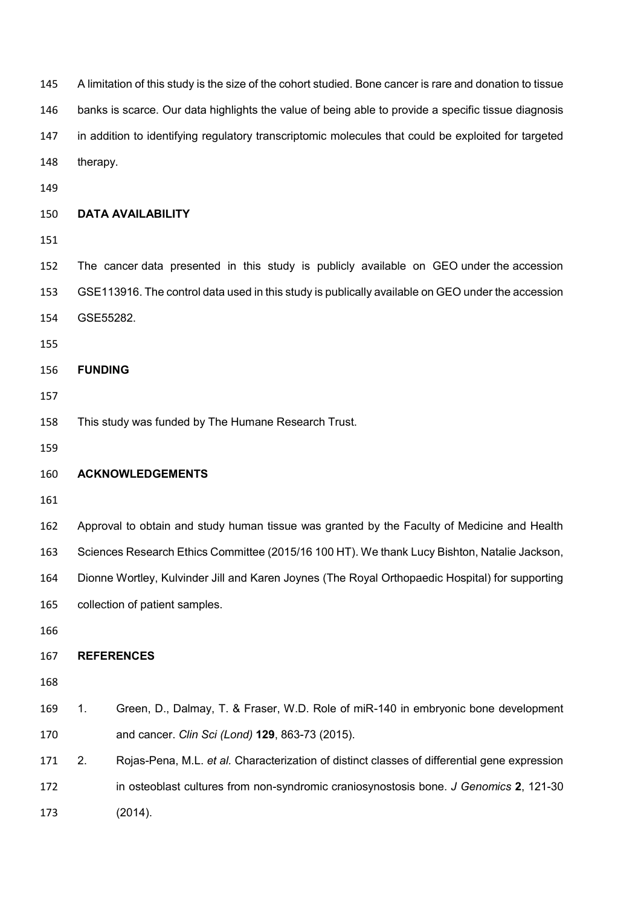A limitation of this study is the size of the cohort studied. Bone cancer is rare and donation to tissue banks is scarce. Our data highlights the value of being able to provide a specific tissue diagnosis in addition to identifying regulatory transcriptomic molecules that could be exploited for targeted therapy.

## DATA AVAILABILITY

The cancer data presented in this study is publicly available on GEO under the accession GSE113916. The control data used in this study is publically available on GEO under the accession GSE55282.

## FUNDING

This study was funded by The Humane Research Trust.

## ACKNOWLEDGEMENTS

Approval to obtain and study human tissue was granted by the Faculty of Medicine and Health Sciences Research Ethics Committee (2015/16 100 HT). We thank Lucy Bishton, Natalie Jackson, Dionne Wortley, Kulvinder Jill and Karen Joynes (The Royal Orthopaedic Hospital) for supporting collection of patient samples.

## REFERENCES

1. Green, D., Dalmay, T. & Fraser, W.D. Role of miR-140 in embryonic bone development and cancer. *Clin Sci (Lond)* **129**, 863-73 (2015).
2. Rojas-Pena, M.L. *et al.* Characterization of distinct classes of differential gene expression in osteoblast cultures from non-syndromic craniosynostosis bone. *J Genomics* **2**, 121-30 (2014).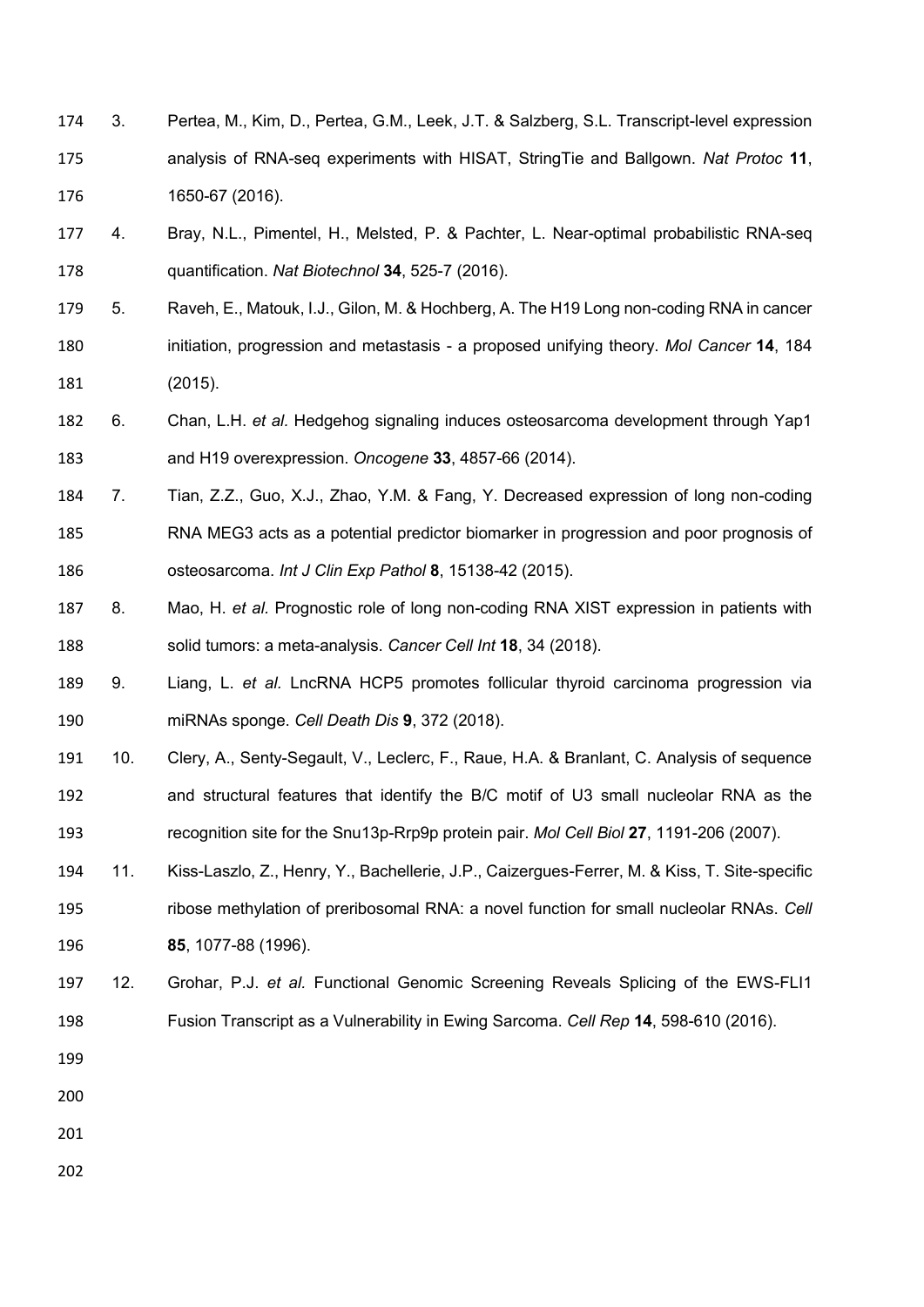3. Pertea, M., Kim, D., Pertea, G.M., Leek, J.T. & Salzberg, S.L. Transcript-level expression analysis of RNA-seq experiments with HISAT, StringTie and Ballgown. *Nat Protoc* **11**, 1650-67 (2016).
4. Bray, N.L., Pimentel, H., Melsted, P. & Pachter, L. Near-optimal probabilistic RNA-seq quantification. *Nat Biotechnol* **34**, 525-7 (2016).
5. Raveh, E., Matouk, I.J., Gilon, M. & Hochberg, A. The H19 Long non-coding RNA in cancer initiation, progression and metastasis - a proposed unifying theory. *Mol Cancer* **14**, 184 (2015).
6. Chan, L.H. *et al.* Hedgehog signaling induces osteosarcoma development through Yap1 and H19 overexpression. *Oncogene* **33**, 4857-66 (2014).
7. Tian, Z.Z., Guo, X.J., Zhao, Y.M. & Fang, Y. Decreased expression of long non-coding RNA MEG3 acts as a potential predictor biomarker in progression and poor prognosis of osteosarcoma. *Int J Clin Exp Pathol* **8**, 15138-42 (2015).
8. Mao, H. *et al.* Prognostic role of long non-coding RNA XIST expression in patients with solid tumors: a meta-analysis. *Cancer Cell Int* **18**, 34 (2018).
9. Liang, L. *et al.* LncRNA HCP5 promotes follicular thyroid carcinoma progression via miRNAs sponge. *Cell Death Dis* **9**, 372 (2018).
10. Clery, A., Senty-Segault, V., Leclerc, F., Raue, H.A. & Branlant, C. Analysis of sequence and structural features that identify the B/C motif of U3 small nucleolar RNA as the recognition site for the Snu13p-Rrp9p protein pair. *Mol Cell Biol* **27**, 1191-206 (2007).
11. Kiss-Laszlo, Z., Henry, Y., Bachellerie, J.P., Caizergues-Ferrer, M. & Kiss, T. Site-specific ribose methylation of preribosomal RNA: a novel function for small nucleolar RNAs. *Cell* **85**, 1077-88 (1996).
12. Grohar, P.J. *et al.* Functional Genomic Screening Reveals Splicing of the EWS-FLI1 Fusion Transcript as a Vulnerability in Ewing Sarcoma. *Cell Rep* **14**, 598-610 (2016).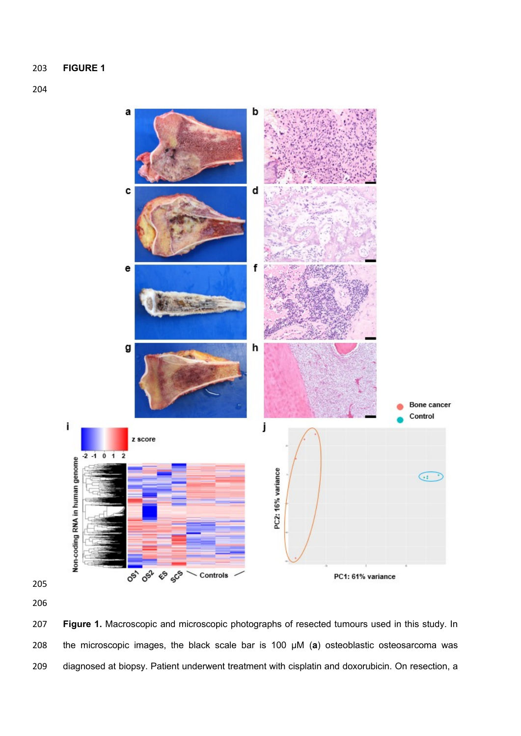**FIGURE 1**

**Figure 1.** Macroscopic and microscopic photographs of resected tumours used in this study. In the microscopic images, the black scale bar is 100 μM (**a**) osteoblastic osteosarcoma was diagnosed at biopsy. Patient underwent treatment with cisplatin and doxorubicin. On resection, a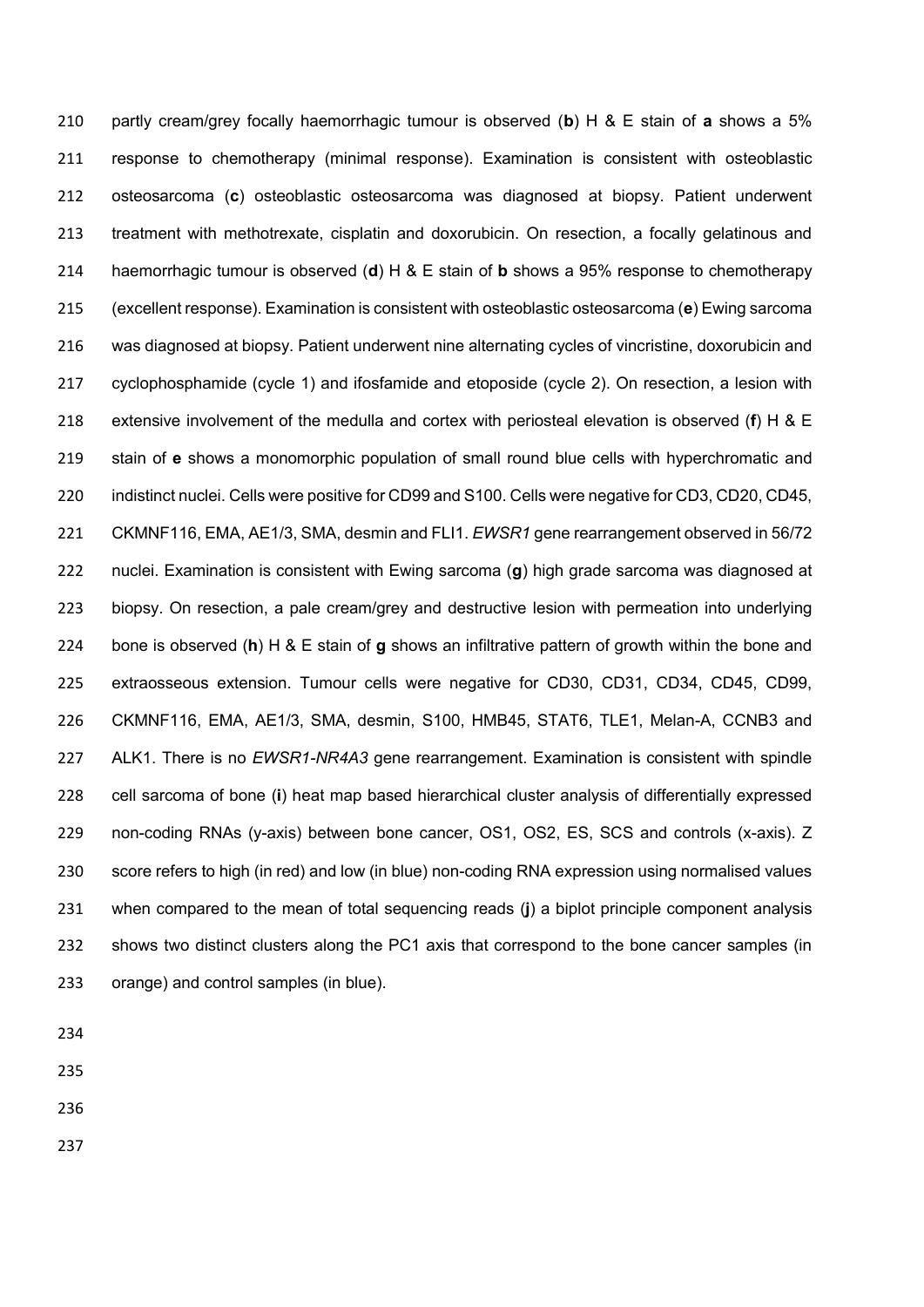partly cream/grey focally haemorrhagic tumour is observed (**b**) H & E stain of **a** shows a 5% response to chemotherapy (minimal response). Examination is consistent with osteoblastic osteosarcoma (**c**) osteoblastic osteosarcoma was diagnosed at biopsy. Patient underwent treatment with methotrexate, cisplatin and doxorubicin. On resection, a focally gelatinous and haemorrhagic tumour is observed (**d**) H & E stain of **b** shows a 95% response to chemotherapy (excellent response). Examination is consistent with osteoblastic osteosarcoma (**e**) Ewing sarcoma was diagnosed at biopsy. Patient underwent nine alternating cycles of vincristine, doxorubicin and cyclophosphamide (cycle 1) and ifosfamide and etoposide (cycle 2). On resection, a lesion with extensive involvement of the medulla and cortex with periosteal elevation is observed (**f**) H & E stain of **e** shows a monomorphic population of small round blue cells with hyperchromatic and indistinct nuclei. Cells were positive for CD99 and S100. Cells were negative for CD3, CD20, CD45, CKMNF116, EMA, AE1/3, SMA, desmin and FLI1. *EWSR1* gene rearrangement observed in 56/72 nuclei. Examination is consistent with Ewing sarcoma (**g**) high grade sarcoma was diagnosed at biopsy. On resection, a pale cream/grey and destructive lesion with permeation into underlying bone is observed (**h**) H & E stain of **g** shows an infiltrative pattern of growth within the bone and extraosseous extension. Tumour cells were negative for CD30, CD31, CD34, CD45, CD99, CKMNF116, EMA, AE1/3, SMA, desmin, S100, HMB45, STAT6, TLE1, Melan-A, CCNB3 and ALK1. There is no *EWSR1-NR4A3* gene rearrangement. Examination is consistent with spindle cell sarcoma of bone (**i**) heat map based hierarchical cluster analysis of differentially expressed non-coding RNAs (y-axis) between bone cancer, OS1, OS2, ES, SCS and controls (x-axis). Z score refers to high (in red) and low (in blue) non-coding RNA expression using normalised values when compared to the mean of total sequencing reads (**j**) a biplot principle component analysis shows two distinct clusters along the PC1 axis that correspond to the bone cancer samples (in orange) and control samples (in blue).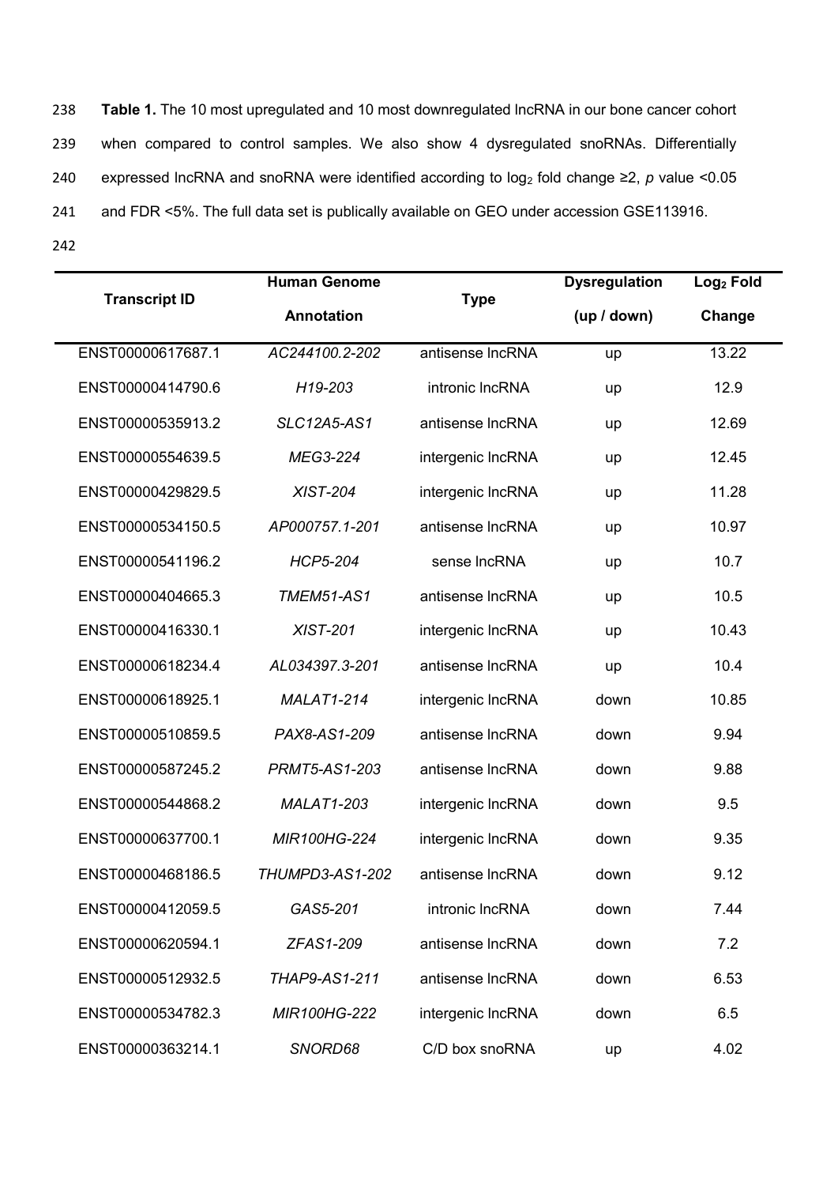**Table 1.** The 10 most upregulated and 10 most downregulated lncRNA in our bone cancer cohort when compared to control samples. We also show 4 dysregulated snoRNAs. Differentially expressed lncRNA and snoRNA were identified according to $log_2$ fold change ≥2, *p* value <0.05 and FDR <5%. The full data set is publically available on GEO under accession GSE113916.

| Transcript ID | Human Genome Annotation | Type | Dysregulation (up / down) | $Log_2$ Fold Change |
|---|---|---|---|---|
| ENST00000617687.1 | *AC244100.2-202* | antisense lncRNA | up | 13.22 |
| ENST00000414790.6 | *H19-203* | intronic lncRNA | up | 12.9 |
| ENST00000535913.2 | *SLC12A5-AS1* | antisense lncRNA | up | 12.69 |
| ENST00000554639.5 | *MEG3-224* | intergenic lncRNA | up | 12.45 |
| ENST00000429829.5 | *XIST-204* | intergenic lncRNA | up | 11.28 |
| ENST00000534150.5 | *AP000757.1-201* | antisense lncRNA | up | 10.97 |
| ENST00000541196.2 | *HCP5-204* | sense lncRNA | up | 10.7 |
| ENST00000404665.3 | *TMEM51-AS1* | antisense lncRNA | up | 10.5 |
| ENST00000416330.1 | *XIST-201* | intergenic lncRNA | up | 10.43 |
| ENST00000618234.4 | *AL034397.3-201* | antisense lncRNA | up | 10.4 |
| ENST00000618925.1 | *MALAT1-214* | intergenic lncRNA | down | 10.85 |
| ENST00000510859.5 | *PAX8-AS1-209* | antisense lncRNA | down | 9.94 |
| ENST00000587245.2 | *PRMT5-AS1-203* | antisense lncRNA | down | 9.88 |
| ENST00000544868.2 | *MALAT1-203* | intergenic lncRNA | down | 9.5 |
| ENST00000637700.1 | *MIR100HG-224* | intergenic lncRNA | down | 9.35 |
| ENST00000468186.5 | *THUMPD3-AS1-202* | antisense lncRNA | down | 9.12 |
| ENST00000412059.5 | *GAS5-201* | intronic lncRNA | down | 7.44 |
| ENST00000620594.1 | *ZFAS1-209* | antisense lncRNA | down | 7.2 |
| ENST00000512932.5 | *THAP9-AS1-211* | antisense lncRNA | down | 6.53 |
| ENST00000534782.3 | *MIR100HG-222* | intergenic lncRNA | down | 6.5 |
| ENST00000363214.1 | *SNORD68* | C/D box snoRNA | up | 4.02 |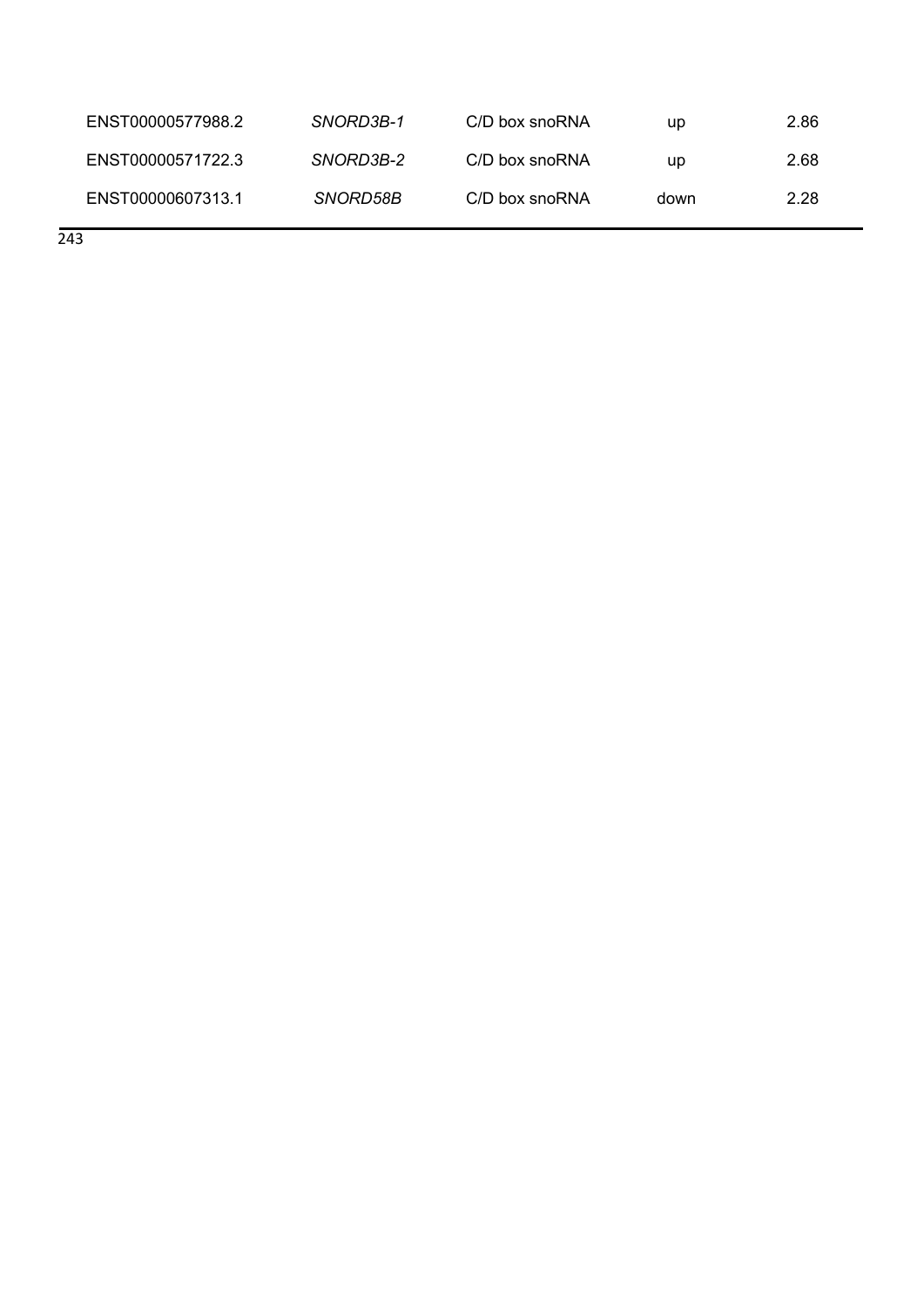| | | | | |
|---|---|---|---|---|
| ENST00000577988.2 | *SNORD3B-1* | C/D box snoRNA | up | 2.86 |
| ENST00000571722.3 | *SNORD3B-2* | C/D box snoRNA | up | 2.68 |
| ENST00000607313.1 | *SNORD58B* | C/D box snoRNA | down | 2.28 |